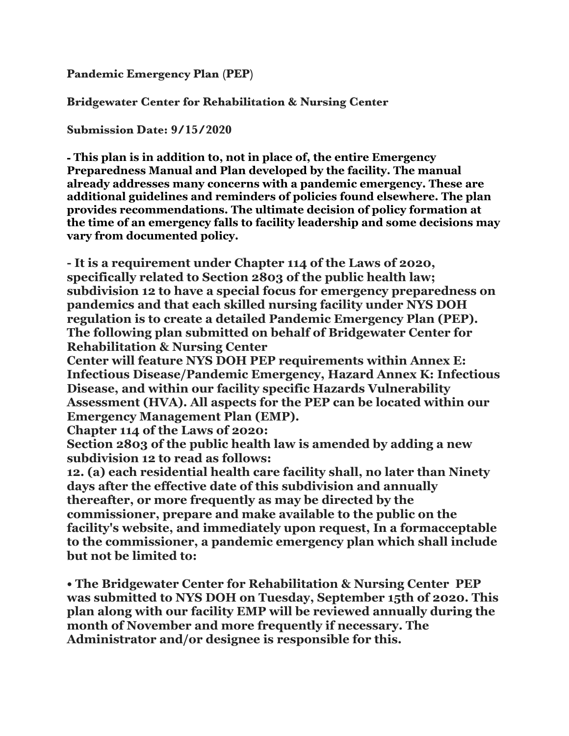**Pandemic Emergency Plan (PEP)**

**Bridgewater Center for Rehabilitation & Nursing Center**

**Submission Date: 9/15/2020**

**- This plan is in addition to, not in place of, the entire Emergency Preparedness Manual and Plan developed by the facility. The manual already addresses many concerns with a pandemic emergency. These are additional guidelines and reminders of policies found elsewhere. The plan provides recommendations. The ultimate decision of policy formation at the time of an emergency falls to facility leadership and some decisions may vary from documented policy.**

**- It is a requirement under Chapter 114 of the Laws of 2020, specifically related to Section 2803 of the public health law; subdivision 12 to have a special focus for emergency preparedness on pandemics and that each skilled nursing facility under NYS DOH regulation is to create a detailed Pandemic Emergency Plan (PEP). The following plan submitted on behalf of Bridgewater Center for Rehabilitation & Nursing Center**
**Center will feature NYS DOH PEP requirements within Annex E: Infectious Disease/Pandemic Emergency, Hazard Annex K: Infectious Disease, and within our facility specific Hazards Vulnerability Assessment (HVA). All aspects for the PEP can be located within our Emergency Management Plan (EMP).**
**Chapter 114 of the Laws of 2020:**
**Section 2803 of the public health law is amended by adding a new subdivision 12 to read as follows:**
**12. (a) each residential health care facility shall, no later than Ninety days after the effective date of this subdivision and annually thereafter, or more frequently as may be directed by the commissioner, prepare and make available to the public on the facility's website, and immediately upon request, In a formacceptable to the commissioner, a pandemic emergency plan which shall include but not be limited to:**

- **The Bridgewater Center for Rehabilitation & Nursing Center PEP was submitted to NYS DOH on Tuesday, September 15th of 2020. This plan along with our facility EMP will be reviewed annually during the month of November and more frequently if necessary. The Administrator and/or designee is responsible for this.**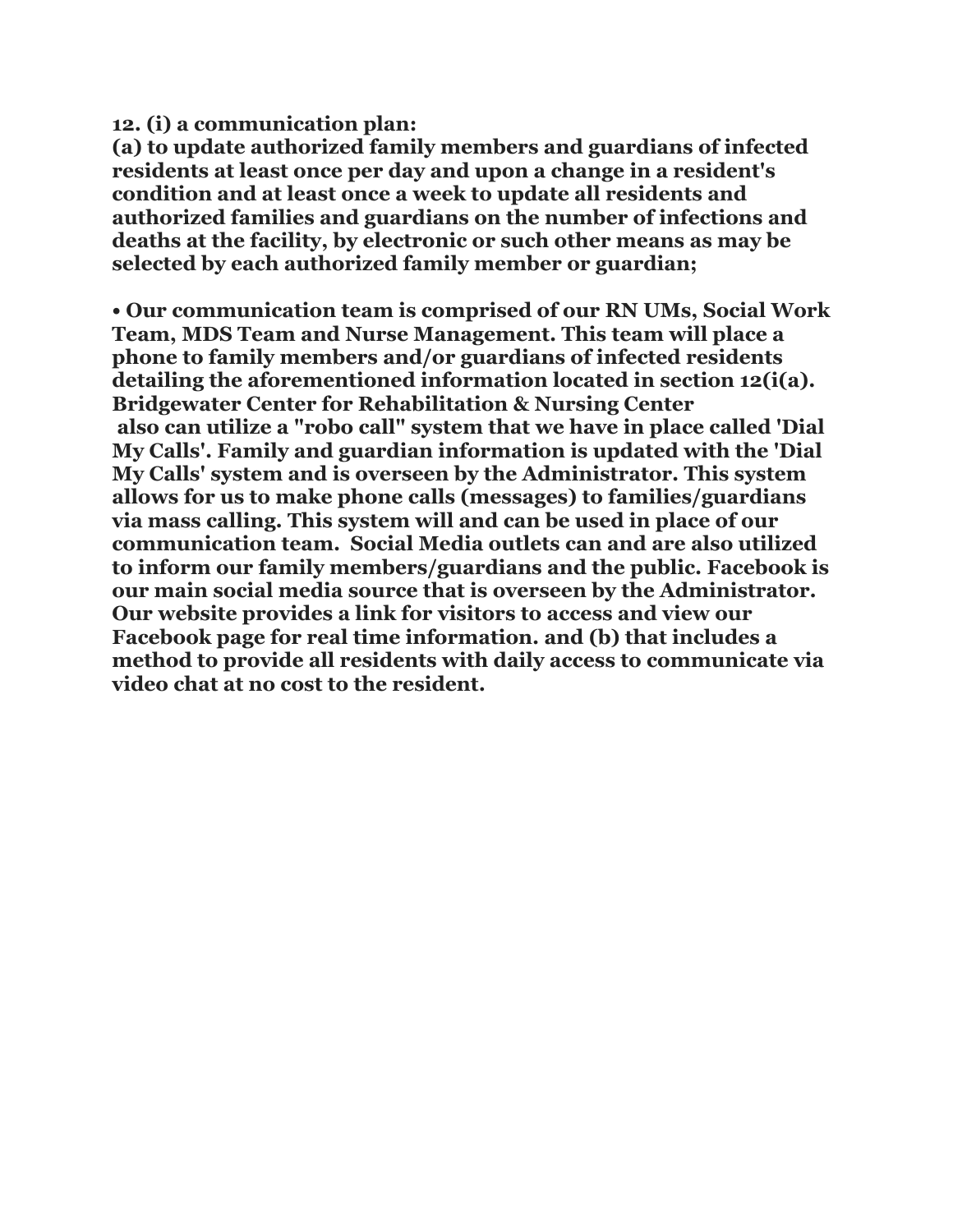**12. (i) a communication plan:**
**(a) to update authorized family members and guardians of infected residents at least once per day and upon a change in a resident's condition and at least once a week to update all residents and authorized families and guardians on the number of infections and deaths at the facility, by electronic or such other means as may be selected by each authorized family member or guardian;**

**• Our communication team is comprised of our RN UMs, Social Work Team, MDS Team and Nurse Management. This team will place a phone to family members and/or guardians of infected residents detailing the aforementioned information located in section 12(i(a). Bridgewater Center for Rehabilitation & Nursing Center also can utilize a "robo call" system that we have in place called 'Dial My Calls'. Family and guardian information is updated with the 'Dial My Calls' system and is overseen by the Administrator. This system allows for us to make phone calls (messages) to families/guardians via mass calling. This system will and can be used in place of our communication team. Social Media outlets can and are also utilized to inform our family members/guardians and the public. Facebook is our main social media source that is overseen by the Administrator. Our website provides a link for visitors to access and view our Facebook page for real time information. and (b) that includes a method to provide all residents with daily access to communicate via video chat at no cost to the resident.**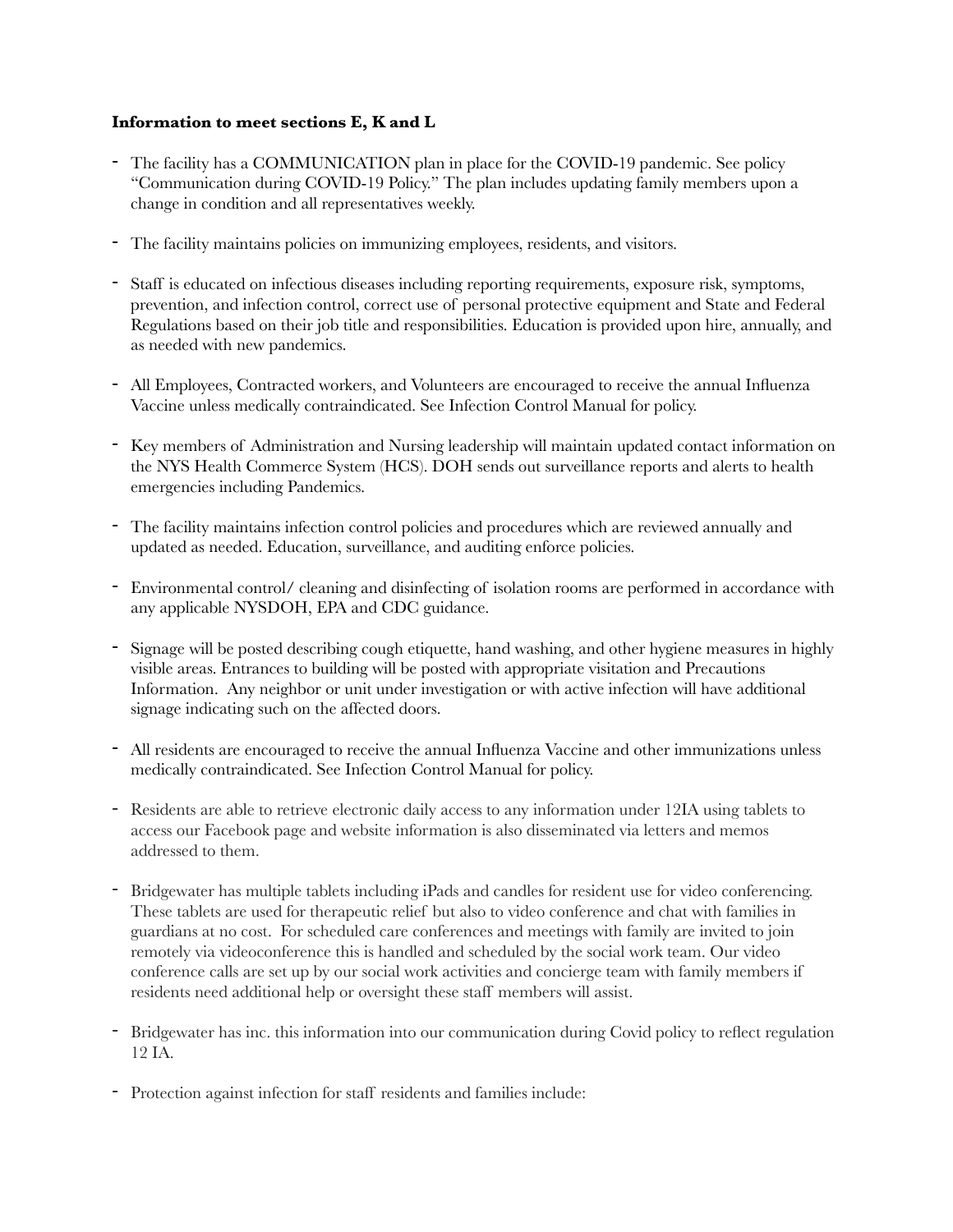**Information to meet sections E, K and L**

- The facility has a COMMUNICATION plan in place for the COVID-19 pandemic. See policy "Communication during COVID-19 Policy." The plan includes updating family members upon a change in condition and all representatives weekly.
- The facility maintains policies on immunizing employees, residents, and visitors.
- Staff is educated on infectious diseases including reporting requirements, exposure risk, symptoms, prevention, and infection control, correct use of personal protective equipment and State and Federal Regulations based on their job title and responsibilities. Education is provided upon hire, annually, and as needed with new pandemics.
- All Employees, Contracted workers, and Volunteers are encouraged to receive the annual Influenza Vaccine unless medically contraindicated. See Infection Control Manual for policy.
- Key members of Administration and Nursing leadership will maintain updated contact information on the NYS Health Commerce System (HCS). DOH sends out surveillance reports and alerts to health emergencies including Pandemics.
- The facility maintains infection control policies and procedures which are reviewed annually and updated as needed. Education, surveillance, and auditing enforce policies.
- Environmental control/ cleaning and disinfecting of isolation rooms are performed in accordance with any applicable NYSDOH, EPA and CDC guidance.
- Signage will be posted describing cough etiquette, hand washing, and other hygiene measures in highly visible areas. Entrances to building will be posted with appropriate visitation and Precautions Information. Any neighbor or unit under investigation or with active infection will have additional signage indicating such on the affected doors.
- All residents are encouraged to receive the annual Influenza Vaccine and other immunizations unless medically contraindicated. See Infection Control Manual for policy.
- Residents are able to retrieve electronic daily access to any information under 12IA using tablets to access our Facebook page and website information is also disseminated via letters and memos addressed to them.
- Bridgewater has multiple tablets including iPads and candles for resident use for video conferencing. These tablets are used for therapeutic relief but also to video conference and chat with families in guardians at no cost. For scheduled care conferences and meetings with family are invited to join remotely via videoconference this is handled and scheduled by the social work team. Our video conference calls are set up by our social work activities and concierge team with family members if residents need additional help or oversight these staff members will assist.
- Bridgewater has inc. this information into our communication during Covid policy to reflect regulation 12 IA.
- Protection against infection for staff residents and families include: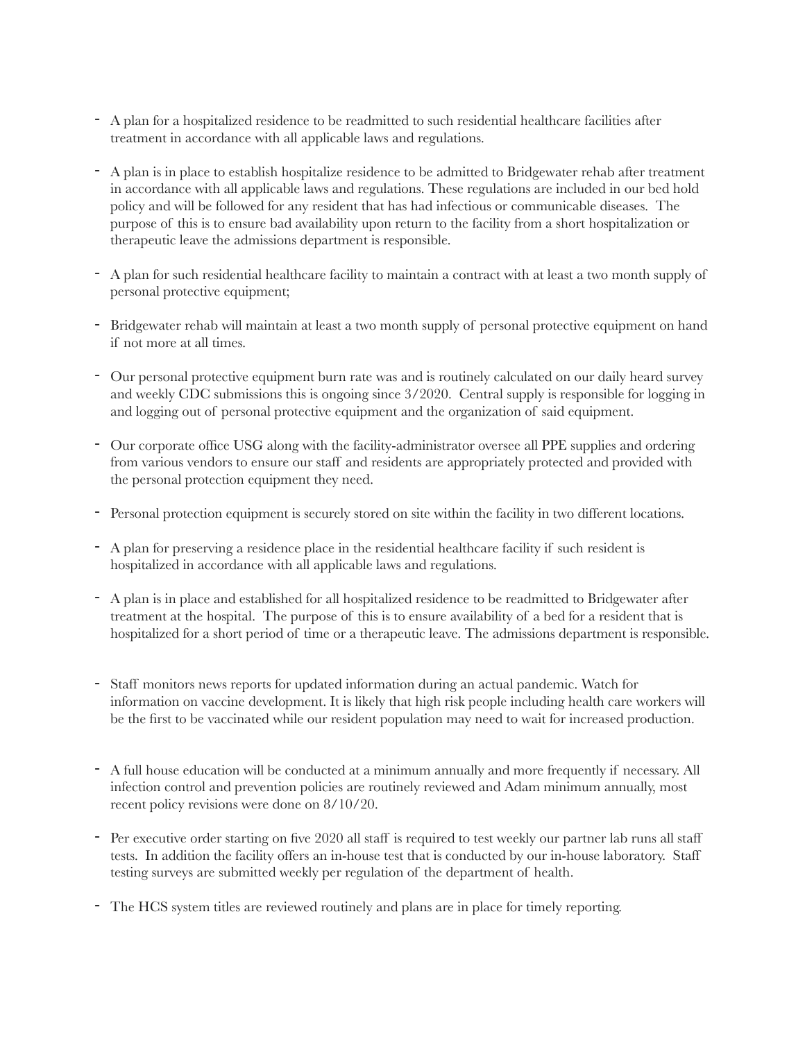- A plan for a hospitalized residence to be readmitted to such residential healthcare facilities after treatment in accordance with all applicable laws and regulations.

- A plan is in place to establish hospitalize residence to be admitted to Bridgewater rehab after treatment in accordance with all applicable laws and regulations. These regulations are included in our bed hold policy and will be followed for any resident that has had infectious or communicable diseases. The purpose of this is to ensure bad availability upon return to the facility from a short hospitalization or therapeutic leave the admissions department is responsible.

- A plan for such residential healthcare facility to maintain a contract with at least a two month supply of personal protective equipment;

- Bridgewater rehab will maintain at least a two month supply of personal protective equipment on hand if not more at all times.

- Our personal protective equipment burn rate was and is routinely calculated on our daily heard survey and weekly CDC submissions this is ongoing since 3/2020. Central supply is responsible for logging in and logging out of personal protective equipment and the organization of said equipment.

- Our corporate office USG along with the facility-administrator oversee all PPE supplies and ordering from various vendors to ensure our staff and residents are appropriately protected and provided with the personal protection equipment they need.

- Personal protection equipment is securely stored on site within the facility in two different locations.

- A plan for preserving a residence place in the residential healthcare facility if such resident is hospitalized in accordance with all applicable laws and regulations.

- A plan is in place and established for all hospitalized residence to be readmitted to Bridgewater after treatment at the hospital. The purpose of this is to ensure availability of a bed for a resident that is hospitalized for a short period of time or a therapeutic leave. The admissions department is responsible.

- Staff monitors news reports for updated information during an actual pandemic. Watch for information on vaccine development. It is likely that high risk people including health care workers will be the first to be vaccinated while our resident population may need to wait for increased production.

- A full house education will be conducted at a minimum annually and more frequently if necessary. All infection control and prevention policies are routinely reviewed and Adam minimum annually, most recent policy revisions were done on 8/10/20.

- Per executive order starting on five 2020 all staff is required to test weekly our partner lab runs all staff tests. In addition the facility offers an in-house test that is conducted by our in-house laboratory. Staff testing surveys are submitted weekly per regulation of the department of health.

- The HCS system titles are reviewed routinely and plans are in place for timely reporting.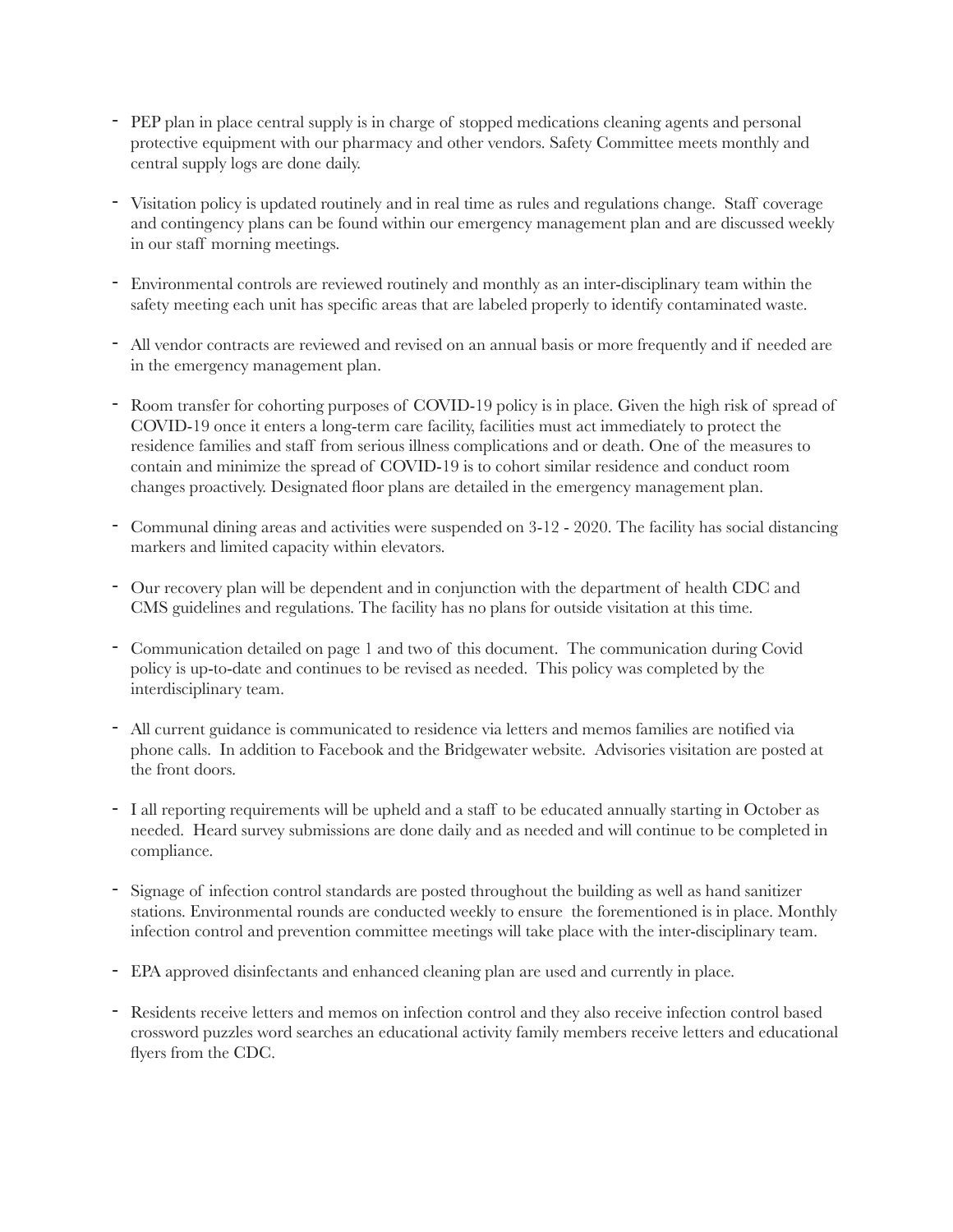- PEP plan in place central supply is in charge of stopped medications cleaning agents and personal protective equipment with our pharmacy and other vendors. Safety Committee meets monthly and central supply logs are done daily.

- Visitation policy is updated routinely and in real time as rules and regulations change. Staff coverage and contingency plans can be found within our emergency management plan and are discussed weekly in our staff morning meetings.

- Environmental controls are reviewed routinely and monthly as an inter-disciplinary team within the safety meeting each unit has specific areas that are labeled properly to identify contaminated waste.

- All vendor contracts are reviewed and revised on an annual basis or more frequently and if needed are in the emergency management plan.

- Room transfer for cohorting purposes of COVID-19 policy is in place. Given the high risk of spread of COVID-19 once it enters a long-term care facility, facilities must act immediately to protect the residence families and staff from serious illness complications and or death. One of the measures to contain and minimize the spread of COVID-19 is to cohort similar residence and conduct room changes proactively. Designated floor plans are detailed in the emergency management plan.

- Communal dining areas and activities were suspended on 3-12 - 2020. The facility has social distancing markers and limited capacity within elevators.

- Our recovery plan will be dependent and in conjunction with the department of health CDC and CMS guidelines and regulations. The facility has no plans for outside visitation at this time.

- Communication detailed on page 1 and two of this document. The communication during Covid policy is up-to-date and continues to be revised as needed. This policy was completed by the interdisciplinary team.

- All current guidance is communicated to residence via letters and memos families are notified via phone calls. In addition to Facebook and the Bridgewater website. Advisories visitation are posted at the front doors.

- I all reporting requirements will be upheld and a staff to be educated annually starting in October as needed. Heard survey submissions are done daily and as needed and will continue to be completed in compliance.

- Signage of infection control standards are posted throughout the building as well as hand sanitizer stations. Environmental rounds are conducted weekly to ensure the forementioned is in place. Monthly infection control and prevention committee meetings will take place with the inter-disciplinary team.

- EPA approved disinfectants and enhanced cleaning plan are used and currently in place.

- Residents receive letters and memos on infection control and they also receive infection control based crossword puzzles word searches an educational activity family members receive letters and educational flyers from the CDC.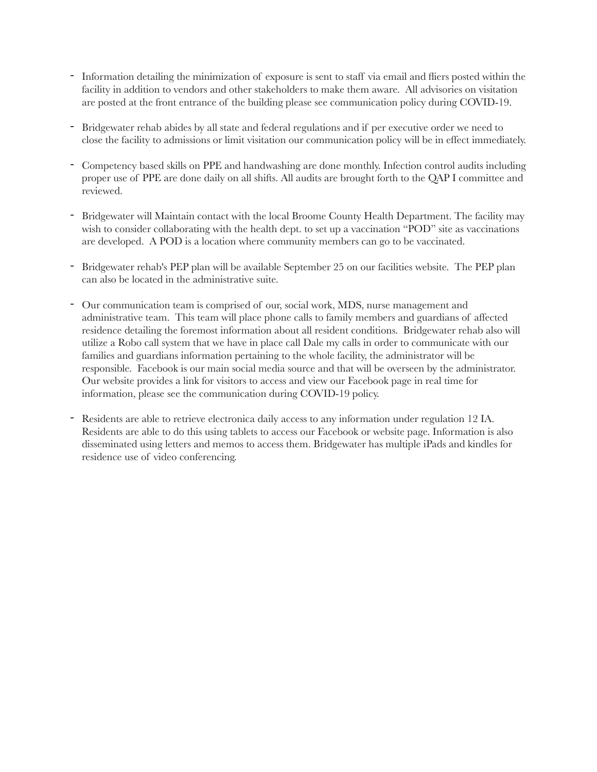- Information detailing the minimization of exposure is sent to staff via email and fliers posted within the facility in addition to vendors and other stakeholders to make them aware. All advisories on visitation are posted at the front entrance of the building please see communication policy during COVID-19.

- Bridgewater rehab abides by all state and federal regulations and if per executive order we need to close the facility to admissions or limit visitation our communication policy will be in effect immediately.

- Competency based skills on PPE and handwashing are done monthly. Infection control audits including proper use of PPE are done daily on all shifts. All audits are brought forth to the QAP I committee and reviewed.

- Bridgewater will Maintain contact with the local Broome County Health Department. The facility may wish to consider collaborating with the health dept. to set up a vaccination "POD" site as vaccinations are developed. A POD is a location where community members can go to be vaccinated.

- Bridgewater rehab's PEP plan will be available September 25 on our facilities website. The PEP plan can also be located in the administrative suite.

- Our communication team is comprised of our, social work, MDS, nurse management and administrative team. This team will place phone calls to family members and guardians of affected residence detailing the foremost information about all resident conditions. Bridgewater rehab also will utilize a Robo call system that we have in place call Dale my calls in order to communicate with our families and guardians information pertaining to the whole facility, the administrator will be responsible. Facebook is our main social media source and that will be overseen by the administrator. Our website provides a link for visitors to access and view our Facebook page in real time for information, please see the communication during COVID-19 policy.

- Residents are able to retrieve electronica daily access to any information under regulation 12 IA. Residents are able to do this using tablets to access our Facebook or website page. Information is also disseminated using letters and memos to access them. Bridgewater has multiple iPads and kindles for residence use of video conferencing.